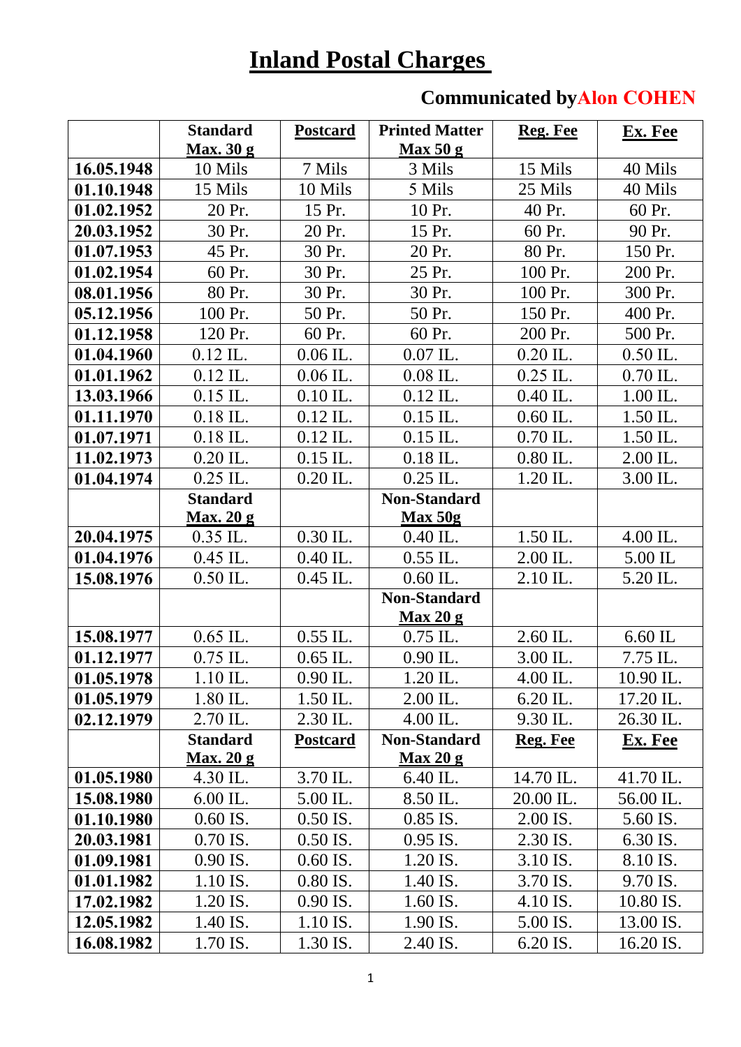# Inland Postal Charges

## Communicated by Alon COHEN

| | Standard Max. 30 g | Postcard | Printed Matter Max 50 g | Reg. Fee | Ex. Fee |
|---|---|---|---|---|---|
| **16.05.1948** | 10 Mils | 7 Mils | 3 Mils | 15 Mils | 40 Mils |
| **01.10.1948** | 15 Mils | 10 Mils | 5 Mils | 25 Mils | 40 Mils |
| **01.02.1952** | 20 Pr. | 15 Pr. | 10 Pr. | 40 Pr. | 60 Pr. |
| **20.03.1952** | 30 Pr. | 20 Pr. | 15 Pr. | 60 Pr. | 90 Pr. |
| **01.07.1953** | 45 Pr. | 30 Pr. | 20 Pr. | 80 Pr. | 150 Pr. |
| **01.02.1954** | 60 Pr. | 30 Pr. | 25 Pr. | 100 Pr. | 200 Pr. |
| **08.01.1956** | 80 Pr. | 30 Pr. | 30 Pr. | 100 Pr. | 300 Pr. |
| **05.12.1956** | 100 Pr. | 50 Pr. | 50 Pr. | 150 Pr. | 400 Pr. |
| **01.12.1958** | 120 Pr. | 60 Pr. | 60 Pr. | 200 Pr. | 500 Pr. |
| **01.04.1960** | 0.12 IL. | 0.06 IL. | 0.07 IL. | 0.20 IL. | 0.50 IL. |
| **01.01.1962** | 0.12 IL. | 0.06 IL. | 0.08 IL. | 0.25 IL. | 0.70 IL. |
| **13.03.1966** | 0.15 IL. | 0.10 IL. | 0.12 IL. | 0.40 IL. | 1.00 IL. |
| **01.11.1970** | 0.18 IL. | 0.12 IL. | 0.15 IL. | 0.60 IL. | 1.50 IL. |
| **01.07.1971** | 0.18 IL. | 0.12 IL. | 0.15 IL. | 0.70 IL. | 1.50 IL. |
| **11.02.1973** | 0.20 IL. | 0.15 IL. | 0.18 IL. | 0.80 IL. | 2.00 IL. |
| **01.04.1974** | 0.25 IL. | 0.20 IL. | 0.25 IL. | 1.20 IL. | 3.00 IL. |
| | **Standard Max. 20 g** | | **Non-Standard Max 50g** | | |
| **20.04.1975** | 0.35 IL. | 0.30 IL. | 0.40 IL. | 1.50 IL. | 4.00 IL. |
| **01.04.1976** | 0.45 IL. | 0.40 IL. | 0.55 IL. | 2.00 IL. | 5.00 IL |
| **15.08.1976** | 0.50 IL. | 0.45 IL. | 0.60 IL. | 2.10 IL. | 5.20 IL. |
| | | | **Non-Standard Max 20 g** | | |
| **15.08.1977** | 0.65 IL. | 0.55 IL. | 0.75 IL. | 2.60 IL. | 6.60 IL |
| **01.12.1977** | 0.75 IL. | 0.65 IL. | 0.90 IL. | 3.00 IL. | 7.75 IL. |
| **01.05.1978** | 1.10 IL. | 0.90 IL. | 1.20 IL. | 4.00 IL. | 10.90 IL. |
| **01.05.1979** | 1.80 IL. | 1.50 IL. | 2.00 IL. | 6.20 IL. | 17.20 IL. |
| **02.12.1979** | 2.70 IL. | 2.30 IL. | 4.00 IL. | 9.30 IL. | 26.30 IL. |
| | **Standard Max. 20 g** | **Postcard** | **Non-Standard Max 20 g** | **Reg. Fee** | **Ex. Fee** |
| **01.05.1980** | 4.30 IL. | 3.70 IL. | 6.40 IL. | 14.70 IL. | 41.70 IL. |
| **15.08.1980** | 6.00 IL. | 5.00 IL. | 8.50 IL. | 20.00 IL. | 56.00 IL. |
| **01.10.1980** | 0.60 IS. | 0.50 IS. | 0.85 IS. | 2.00 IS. | 5.60 IS. |
| **20.03.1981** | 0.70 IS. | 0.50 IS. | 0.95 IS. | 2.30 IS. | 6.30 IS. |
| **01.09.1981** | 0.90 IS. | 0.60 IS. | 1.20 IS. | 3.10 IS. | 8.10 IS. |
| **01.01.1982** | 1.10 IS. | 0.80 IS. | 1.40 IS. | 3.70 IS. | 9.70 IS. |
| **17.02.1982** | 1.20 IS. | 0.90 IS. | 1.60 IS. | 4.10 IS. | 10.80 IS. |
| **12.05.1982** | 1.40 IS. | 1.10 IS. | 1.90 IS. | 5.00 IS. | 13.00 IS. |
| **16.08.1982** | 1.70 IS. | 1.30 IS. | 2.40 IS. | 6.20 IS. | 16.20 IS. |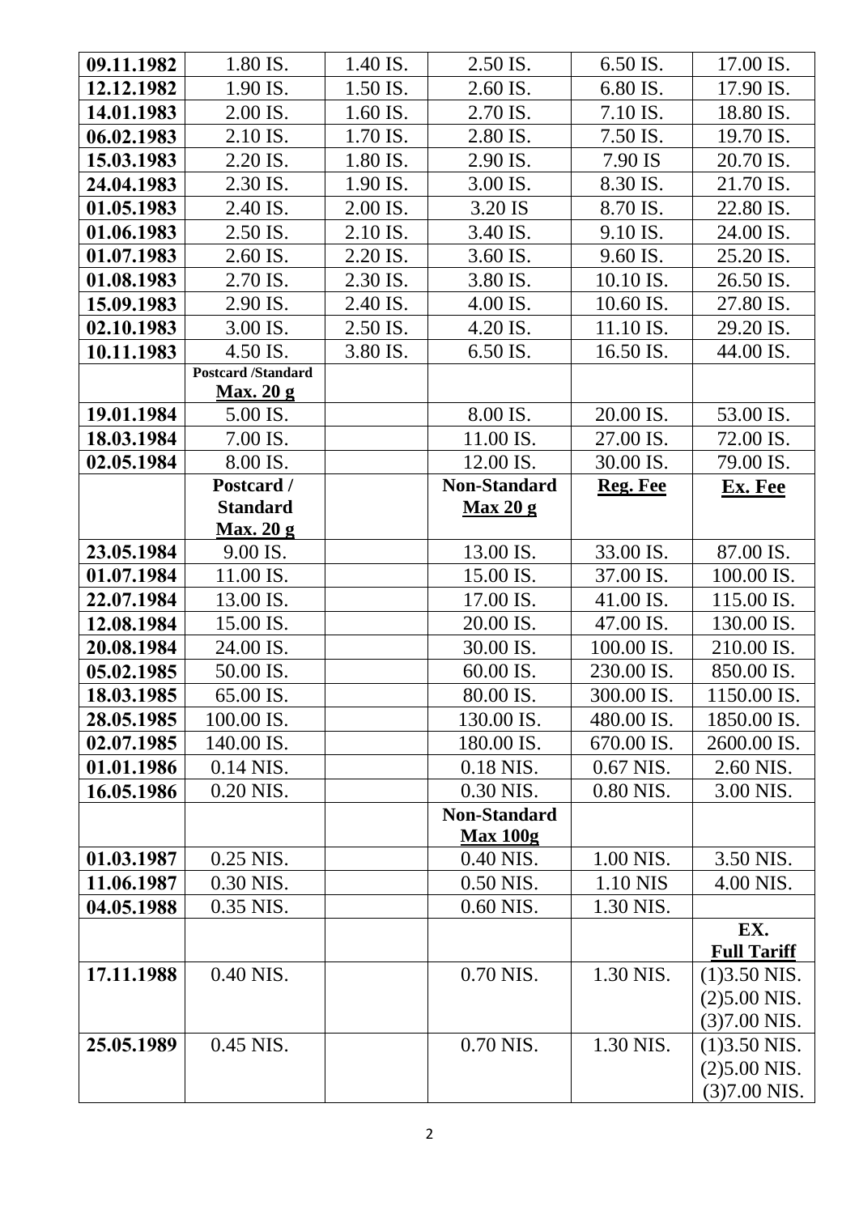| | | | | | |
|---|---|---|---|---|---|
| **09.11.1982** | 1.80 IS. | 1.40 IS. | 2.50 IS. | 6.50 IS. | 17.00 IS. |
| **12.12.1982** | 1.90 IS. | 1.50 IS. | 2.60 IS. | 6.80 IS. | 17.90 IS. |
| **14.01.1983** | 2.00 IS. | 1.60 IS. | 2.70 IS. | 7.10 IS. | 18.80 IS. |
| **06.02.1983** | 2.10 IS. | 1.70 IS. | 2.80 IS. | 7.50 IS. | 19.70 IS. |
| **15.03.1983** | 2.20 IS. | 1.80 IS. | 2.90 IS. | 7.90 IS | 20.70 IS. |
| **24.04.1983** | 2.30 IS. | 1.90 IS. | 3.00 IS. | 8.30 IS. | 21.70 IS. |
| **01.05.1983** | 2.40 IS. | 2.00 IS. | 3.20 IS | 8.70 IS. | 22.80 IS. |
| **01.06.1983** | 2.50 IS. | 2.10 IS. | 3.40 IS. | 9.10 IS. | 24.00 IS. |
| **01.07.1983** | 2.60 IS. | 2.20 IS. | 3.60 IS. | 9.60 IS. | 25.20 IS. |
| **01.08.1983** | 2.70 IS. | 2.30 IS. | 3.80 IS. | 10.10 IS. | 26.50 IS. |
| **15.09.1983** | 2.90 IS. | 2.40 IS. | 4.00 IS. | 10.60 IS. | 27.80 IS. |
| **02.10.1983** | 3.00 IS. | 2.50 IS. | 4.20 IS. | 11.10 IS. | 29.20 IS. |
| **10.11.1983** | 4.50 IS. | 3.80 IS. | 6.50 IS. | 16.50 IS. | 44.00 IS. |
| | **Postcard /Standard Max. 20 g** | | | | |
| **19.01.1984** | 5.00 IS. | | 8.00 IS. | 20.00 IS. | 53.00 IS. |
| **18.03.1984** | 7.00 IS. | | 11.00 IS. | 27.00 IS. | 72.00 IS. |
| **02.05.1984** | 8.00 IS. | | 12.00 IS. | 30.00 IS. | 79.00 IS. |
| | **Postcard / Standard Max. 20 g** | | **Non-Standard Max 20 g** | **Reg. Fee** | **Ex. Fee** |
| **23.05.1984** | 9.00 IS. | | 13.00 IS. | 33.00 IS. | 87.00 IS. |
| **01.07.1984** | 11.00 IS. | | 15.00 IS. | 37.00 IS. | 100.00 IS. |
| **22.07.1984** | 13.00 IS. | | 17.00 IS. | 41.00 IS. | 115.00 IS. |
| **12.08.1984** | 15.00 IS. | | 20.00 IS. | 47.00 IS. | 130.00 IS. |
| **20.08.1984** | 24.00 IS. | | 30.00 IS. | 100.00 IS. | 210.00 IS. |
| **05.02.1985** | 50.00 IS. | | 60.00 IS. | 230.00 IS. | 850.00 IS. |
| **18.03.1985** | 65.00 IS. | | 80.00 IS. | 300.00 IS. | 1150.00 IS. |
| **28.05.1985** | 100.00 IS. | | 130.00 IS. | 480.00 IS. | 1850.00 IS. |
| **02.07.1985** | 140.00 IS. | | 180.00 IS. | 670.00 IS. | 2600.00 IS. |
| **01.01.1986** | 0.14 NIS. | | 0.18 NIS. | 0.67 NIS. | 2.60 NIS. |
| **16.05.1986** | 0.20 NIS. | | 0.30 NIS. | 0.80 NIS. | 3.00 NIS. |
| | | | **Non-Standard Max 100g** | | |
| **01.03.1987** | 0.25 NIS. | | 0.40 NIS. | 1.00 NIS. | 3.50 NIS. |
| **11.06.1987** | 0.30 NIS. | | 0.50 NIS. | 1.10 NIS | 4.00 NIS. |
| **04.05.1988** | 0.35 NIS. | | 0.60 NIS. | 1.30 NIS. | |
| | | | | | **EX. Full Tariff** |
| **17.11.1988** | 0.40 NIS. | | 0.70 NIS. | 1.30 NIS. | (1)3.50 NIS. (2)5.00 NIS. (3)7.00 NIS. |
| **25.05.1989** | 0.45 NIS. | | 0.70 NIS. | 1.30 NIS. | (1)3.50 NIS. (2)5.00 NIS. (3)7.00 NIS. |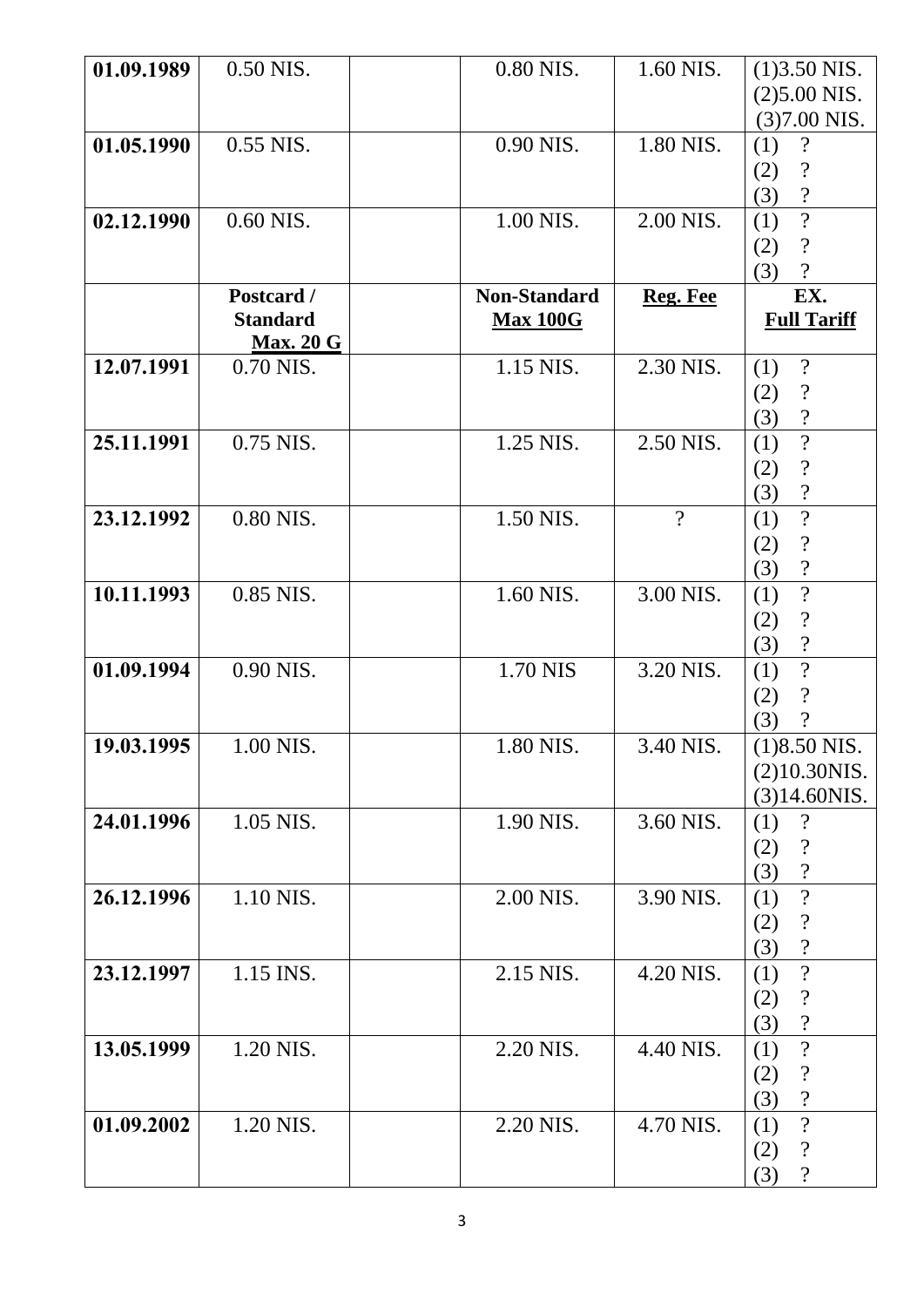| | | | | | |
|---|---|---|---|---|---|
| **01.09.1989** | 0.50 NIS. | | 0.80 NIS. | 1.60 NIS. | (1)3.50 NIS.<br>(2)5.00 NIS.<br>(3)7.00 NIS. |
| **01.05.1990** | 0.55 NIS. | | 0.90 NIS. | 1.80 NIS. | (1) ?<br>(2) ?<br>(3) ? |
| **02.12.1990** | 0.60 NIS. | | 1.00 NIS. | 2.00 NIS. | (1) ?<br>(2) ?<br>(3) ? |
| | **Postcard / Standard <u>Max. 20 G</u>** | | **Non-Standard <u>Max 100G</u>** | **<u>Reg. Fee</u>** | **EX. <u>Full Tariff</u>** |
| **12.07.1991** | 0.70 NIS. | | 1.15 NIS. | 2.30 NIS. | (1) ?<br>(2) ?<br>(3) ? |
| **25.11.1991** | 0.75 NIS. | | 1.25 NIS. | 2.50 NIS. | (1) ?<br>(2) ?<br>(3) ? |
| **23.12.1992** | 0.80 NIS. | | 1.50 NIS. | ? | (1) ?<br>(2) ?<br>(3) ? |
| **10.11.1993** | 0.85 NIS. | | 1.60 NIS. | 3.00 NIS. | (1) ?<br>(2) ?<br>(3) ? |
| **01.09.1994** | 0.90 NIS. | | 1.70 NIS | 3.20 NIS. | (1) ?<br>(2) ?<br>(3) ? |
| **19.03.1995** | 1.00 NIS. | | 1.80 NIS. | 3.40 NIS. | (1)8.50 NIS.<br>(2)10.30NIS.<br>(3)14.60NIS. |
| **24.01.1996** | 1.05 NIS. | | 1.90 NIS. | 3.60 NIS. | (1) ?<br>(2) ?<br>(3) ? |
| **26.12.1996** | 1.10 NIS. | | 2.00 NIS. | 3.90 NIS. | (1) ?<br>(2) ?<br>(3) ? |
| **23.12.1997** | 1.15 INS. | | 2.15 NIS. | 4.20 NIS. | (1) ?<br>(2) ?<br>(3) ? |
| **13.05.1999** | 1.20 NIS. | | 2.20 NIS. | 4.40 NIS. | (1) ?<br>(2) ?<br>(3) ? |
| **01.09.2002** | 1.20 NIS. | | 2.20 NIS. | 4.70 NIS. | (1) ?<br>(2) ?<br>(3) ? |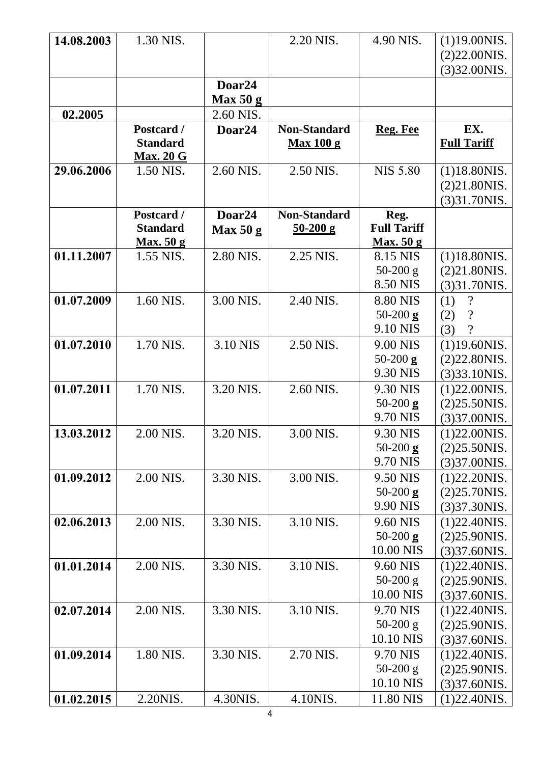| | | | | | |
|---|---|---|---|---|---|
| **14.08.2003** | 1.30 NIS. | | 2.20 NIS. | 4.90 NIS. | (1)19.00NIS.<br>(2)22.00NIS.<br>(3)32.00NIS. |
| | | **Doar24**<br>**Max 50 g** | | | |
| **02.2005** | | 2.60 NIS. | | | |
| | **Postcard / Standard Max. 20 G** | **Doar24** | **Non-Standard Max 100 g** | **Reg. Fee** | **EX. Full Tariff** |
| **29.06.2006** | 1.50 NIS**.** | 2.60 NIS. | 2.50 NIS. | NIS 5.80 | (1)18.80NIS.<br>(2)21.80NIS.<br>(3)31.70NIS. |
| | **Postcard / Standard Max. 50 g** | **Doar24**<br>**Max 50 g** | **Non-Standard 50-200 g** | **Reg. Full Tariff Max. 50 g** | |
| **01.11.2007** | 1.55 NIS. | 2.80 NIS. | 2.25 NIS. | 8.15 NIS<br>50-200 g<br>8.50 NIS | (1)18.80NIS.<br>(2)21.80NIS.<br>(3)31.70NIS. |
| **01.07.2009** | 1.60 NIS. | 3.00 NIS. | 2.40 NIS. | 8.80 NIS<br>50-200 **g**<br>9.10 NIS | (1) ?<br>(2) ?<br>(3) ? |
| **01.07.2010** | 1.70 NIS. | 3.10 NIS | 2.50 NIS. | 9.00 NIS<br>50-200 **g**<br>9.30 NIS | (1)19.60NIS.<br>(2)22.80NIS.<br>(3)33.10NIS. |
| **01.07.2011** | 1.70 NIS. | 3.20 NIS. | 2.60 NIS. | 9.30 NIS<br>50-200 **g**<br>9.70 NIS | (1)22.00NIS.<br>(2)25.50NIS.<br>(3)37.00NIS. |
| **13.03.2012** | 2.00 NIS. | 3.20 NIS. | 3.00 NIS. | 9.30 NIS<br>50-200 **g**<br>9.70 NIS | (1)22.00NIS.<br>(2)25.50NIS.<br>(3)37.00NIS. |
| **01.09.2012** | 2.00 NIS. | 3.30 NIS. | 3.00 NIS. | 9.50 NIS<br>50-200 **g**<br>9.90 NIS | (1)22.20NIS.<br>(2)25.70NIS.<br>(3)37.30NIS. |
| **02.06.2013** | 2.00 NIS. | 3.30 NIS. | 3.10 NIS. | 9.60 NIS<br>50-200 **g**<br>10.00 NIS | (1)22.40NIS.<br>(2)25.90NIS.<br>(3)37.60NIS. |
| **01.01.2014** | 2.00 NIS. | 3.30 NIS. | 3.10 NIS. | 9.60 NIS<br>50-200 g<br>10.00 NIS | (1)22.40NIS.<br>(2)25.90NIS.<br>(3)37.60NIS. |
| **02.07.2014** | 2.00 NIS. | 3.30 NIS. | 3.10 NIS. | 9.70 NIS<br>50-200 g<br>10.10 NIS | (1)22.40NIS.<br>(2)25.90NIS.<br>(3)37.60NIS. |
| **01.09.2014** | 1.80 NIS. | 3.30 NIS. | 2.70 NIS. | 9.70 NIS<br>50-200 g<br>10.10 NIS | (1)22.40NIS.<br>(2)25.90NIS.<br>(3)37.60NIS. |
| **01.02.2015** | 2.20NIS. | 4.30NIS. | 4.10NIS. | 11.80 NIS | (1)22.40NIS. |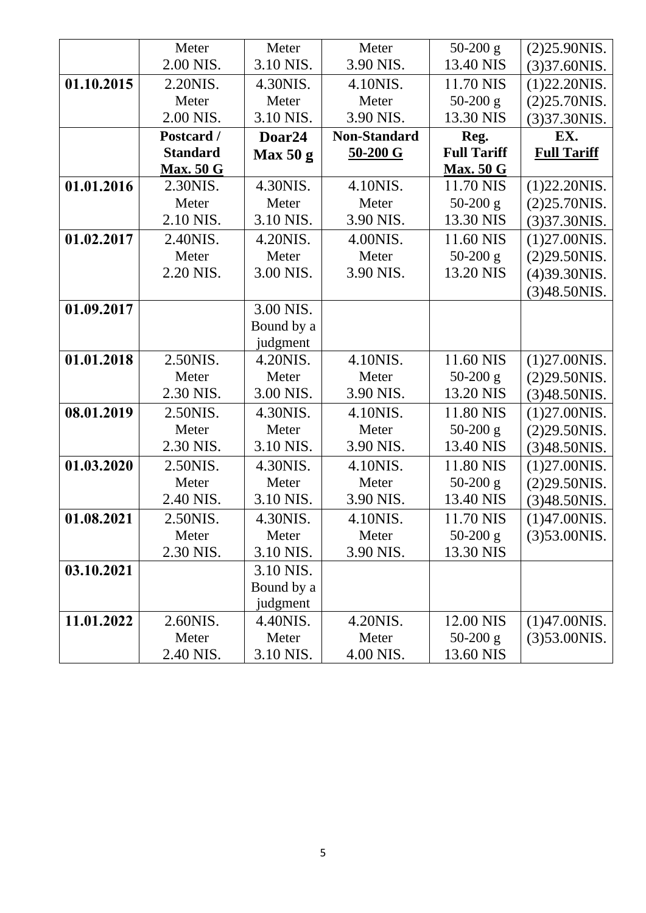| | | | | | |
|---|---|---|---|---|---|
| | Meter<br>2.00 NIS. | Meter<br>3.10 NIS. | Meter<br>3.90 NIS. | 50-200 g<br>13.40 NIS | (2)25.90NIS.<br>(3)37.60NIS. |
| **01.10.2015** | 2.20NIS.<br>Meter<br>2.00 NIS. | 4.30NIS.<br>Meter<br>3.10 NIS. | 4.10NIS.<br>Meter<br>3.90 NIS. | 11.70 NIS<br>50-200 g<br>13.30 NIS | (1)22.20NIS.<br>(2)25.70NIS.<br>(3)37.30NIS. |
| | **Postcard / Standard <u>Max. 50 G</u>** | **Doar24 Max 50 g** | **Non-Standard <u>50-200 G</u>** | **Reg. Full Tariff <u>Max. 50 G</u>** | **EX. <u>Full Tariff</u>** |
| **01.01.2016** | 2.30NIS.<br>Meter<br>2.10 NIS. | 4.30NIS.<br>Meter<br>3.10 NIS. | 4.10NIS.<br>Meter<br>3.90 NIS. | 11.70 NIS<br>50-200 g<br>13.30 NIS | (1)22.20NIS.<br>(2)25.70NIS.<br>(3)37.30NIS. |
| **01.02.2017** | 2.40NIS.<br>Meter<br>2.20 NIS. | 4.20NIS.<br>Meter<br>3.00 NIS. | 4.00NIS.<br>Meter<br>3.90 NIS. | 11.60 NIS<br>50-200 g<br>13.20 NIS | (1)27.00NIS.<br>(2)29.50NIS.<br>(4)39.30NIS.<br>(3)48.50NIS. |
| **01.09.2017** | | 3.00 NIS.<br>Bound by a judgment | | | |
| **01.01.2018** | 2.50NIS.<br>Meter<br>2.30 NIS. | 4.20NIS.<br>Meter<br>3.00 NIS. | 4.10NIS.<br>Meter<br>3.90 NIS. | 11.60 NIS<br>50-200 g<br>13.20 NIS | (1)27.00NIS.<br>(2)29.50NIS.<br>(3)48.50NIS. |
| **08.01.2019** | 2.50NIS.<br>Meter<br>2.30 NIS. | 4.30NIS.<br>Meter<br>3.10 NIS. | 4.10NIS.<br>Meter<br>3.90 NIS. | 11.80 NIS<br>50-200 g<br>13.40 NIS | (1)27.00NIS.<br>(2)29.50NIS.<br>(3)48.50NIS. |
| **01.03.2020** | 2.50NIS.<br>Meter<br>2.40 NIS. | 4.30NIS.<br>Meter<br>3.10 NIS. | 4.10NIS.<br>Meter<br>3.90 NIS. | 11.80 NIS<br>50-200 g<br>13.40 NIS | (1)27.00NIS.<br>(2)29.50NIS.<br>(3)48.50NIS. |
| **01.08.2021** | 2.50NIS.<br>Meter<br>2.30 NIS. | 4.30NIS.<br>Meter<br>3.10 NIS. | 4.10NIS.<br>Meter<br>3.90 NIS. | 11.70 NIS<br>50-200 g<br>13.30 NIS | (1)47.00NIS.<br>(3)53.00NIS. |
| **03.10.2021** | | 3.10 NIS.<br>Bound by a judgment | | | |
| **11.01.2022** | 2.60NIS.<br>Meter<br>2.40 NIS. | 4.40NIS.<br>Meter<br>3.10 NIS. | 4.20NIS.<br>Meter<br>4.00 NIS. | 12.00 NIS<br>50-200 g<br>13.60 NIS | (1)47.00NIS.<br>(3)53.00NIS. |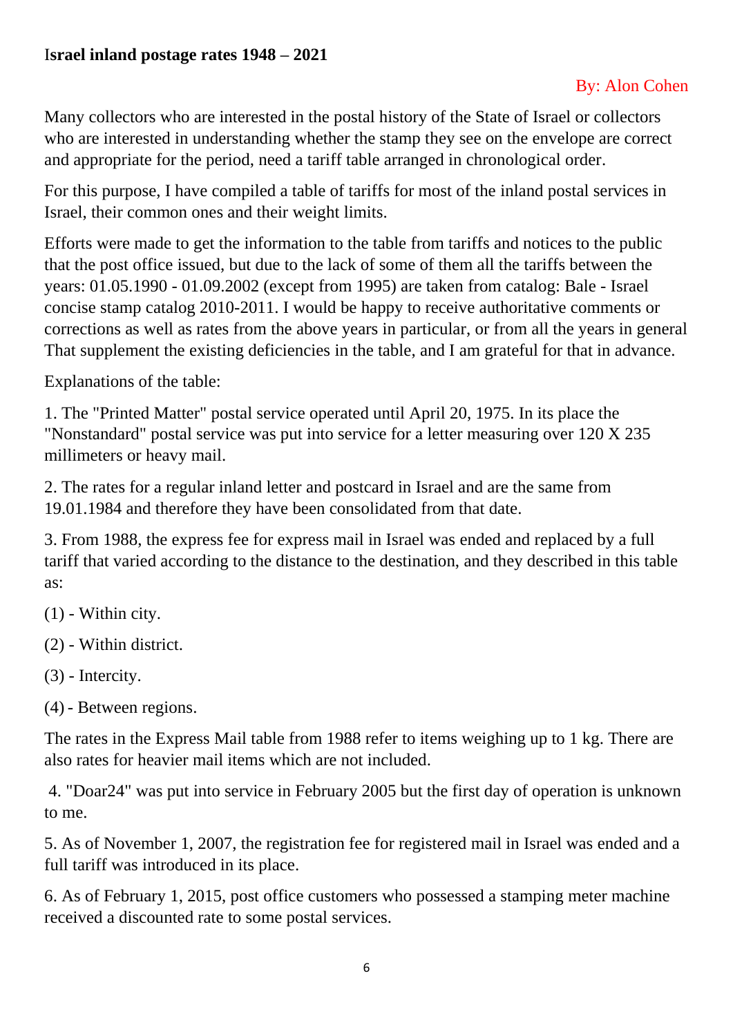## Israel inland postage rates 1948 – 2021

By: Alon Cohen

Many collectors who are interested in the postal history of the State of Israel or collectors who are interested in understanding whether the stamp they see on the envelope are correct and appropriate for the period, need a tariff table arranged in chronological order.

For this purpose, I have compiled a table of tariffs for most of the inland postal services in Israel, their common ones and their weight limits.

Efforts were made to get the information to the table from tariffs and notices to the public that the post office issued, but due to the lack of some of them all the tariffs between the years: 01.05.1990 - 01.09.2002 (except from 1995) are taken from catalog: Bale - Israel concise stamp catalog 2010-2011. I would be happy to receive authoritative comments or corrections as well as rates from the above years in particular, or from all the years in general That supplement the existing deficiencies in the table, and I am grateful for that in advance.

Explanations of the table:

1. The "Printed Matter" postal service operated until April 20, 1975. In its place the "Nonstandard" postal service was put into service for a letter measuring over 120 X 235 millimeters or heavy mail.

2. The rates for a regular inland letter and postcard in Israel and are the same from 19.01.1984 and therefore they have been consolidated from that date.

3. From 1988, the express fee for express mail in Israel was ended and replaced by a full tariff that varied according to the distance to the destination, and they described in this table as:

(1) - Within city.

(2) - Within district.

(3) - Intercity.

(4) - Between regions.

The rates in the Express Mail table from 1988 refer to items weighing up to 1 kg. There are also rates for heavier mail items which are not included.

4. "Doar24" was put into service in February 2005 but the first day of operation is unknown to me.

5. As of November 1, 2007, the registration fee for registered mail in Israel was ended and a full tariff was introduced in its place.

6. As of February 1, 2015, post office customers who possessed a stamping meter machine received a discounted rate to some postal services.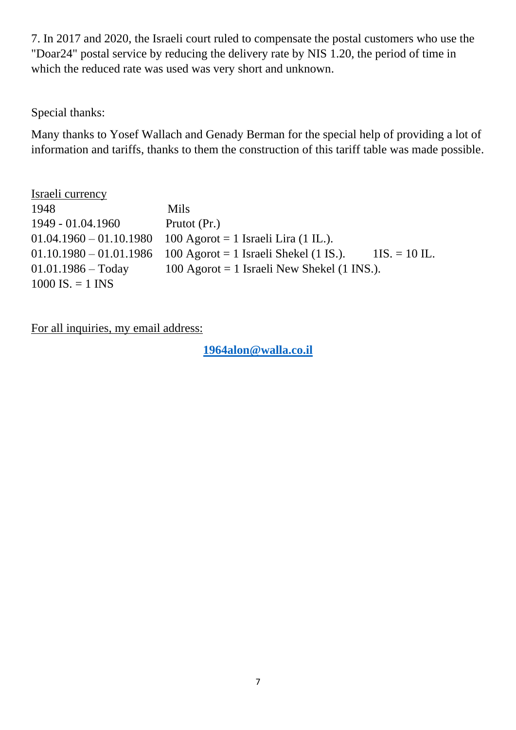7. In 2017 and 2020, the Israeli court ruled to compensate the postal customers who use the "Doar24" postal service by reducing the delivery rate by NIS 1.20, the period of time in which the reduced rate was used was very short and unknown.

Special thanks:

Many thanks to Yosef Wallach and Genady Berman for the special help of providing a lot of information and tariffs, thanks to them the construction of this tariff table was made possible.

Israeli currency

| | | |
|---|---|---|
| 1948 | Mils | |
| 1949 - 01.04.1960 | Prutot (Pr.) | |
| 01.04.1960 – 01.10.1980 | 100 Agorot = 1 Israeli Lira (1 IL.). | |
| 01.10.1980 – 01.01.1986 | 100 Agorot = 1 Israeli Shekel (1 IS.). | 1IS. = 10 IL. |
| 01.01.1986 – Today | 100 Agorot = 1 Israeli New Shekel (1 INS.). | |

1000 IS. = 1 INS

For all inquiries, my email address:

**1964alon@walla.co.il**